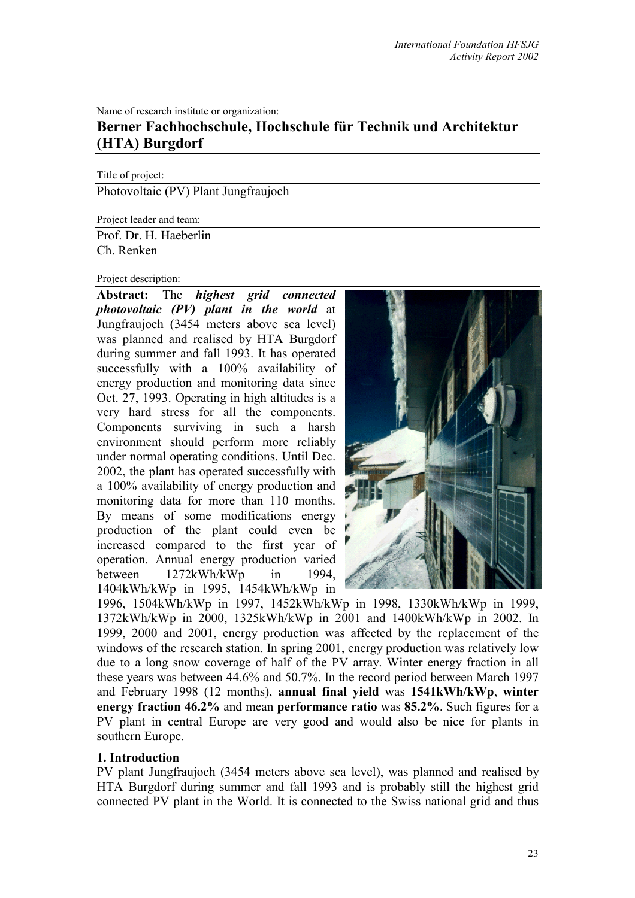Name of research institute or organization:

# Berner Fachhochschule, Hochschule für Technik und Architektur (HTA) Burgdorf

Title of project:

Photovoltaic (PV) Plant Jungfraujoch

Project leader and team:

Prof. Dr. H. Haeberlin
Ch. Renken

Project description:

**Abstract:** The ***highest grid connected photovoltaic (PV) plant in the world*** at Jungfraujoch (3454 meters above sea level) was planned and realised by HTA Burgdorf during summer and fall 1993. It has operated successfully with a 100% availability of energy production and monitoring data since Oct. 27, 1993. Operating in high altitudes is a very hard stress for all the components. Components surviving in such a harsh environment should perform more reliably under normal operating conditions. Until Dec. 2002, the plant has operated successfully with a 100% availability of energy production and monitoring data for more than 110 months. By means of some modifications energy production of the plant could even be increased compared to the first year of operation. Annual energy production varied between 1272kWh/kWp in 1994, 1404kWh/kWp in 1995, 1454kWh/kWp in 1996, 1504kWh/kWp in 1997, 1452kWh/kWp in 1998, 1330kWh/kWp in 1999, 1372kWh/kWp in 2000, 1325kWh/kWp in 2001 and 1400kWh/kWp in 2002. In 1999, 2000 and 2001, energy production was affected by the replacement of the windows of the research station. In spring 2001, energy production was relatively low due to a long snow coverage of half of the PV array. Winter energy fraction in all these years was between 44.6% and 50.7%. In the record period between March 1997 and February 1998 (12 months), **annual final yield** was **1541kWh/kWp**, **winter energy fraction 46.2%** and mean **performance ratio** was **85.2%**. Such figures for a PV plant in central Europe are very good and would also be nice for plants in southern Europe.

## 1. Introduction

PV plant Jungfraujoch (3454 meters above sea level), was planned and realised by HTA Burgdorf during summer and fall 1993 and is probably still the highest grid connected PV plant in the World. It is connected to the Swiss national grid and thus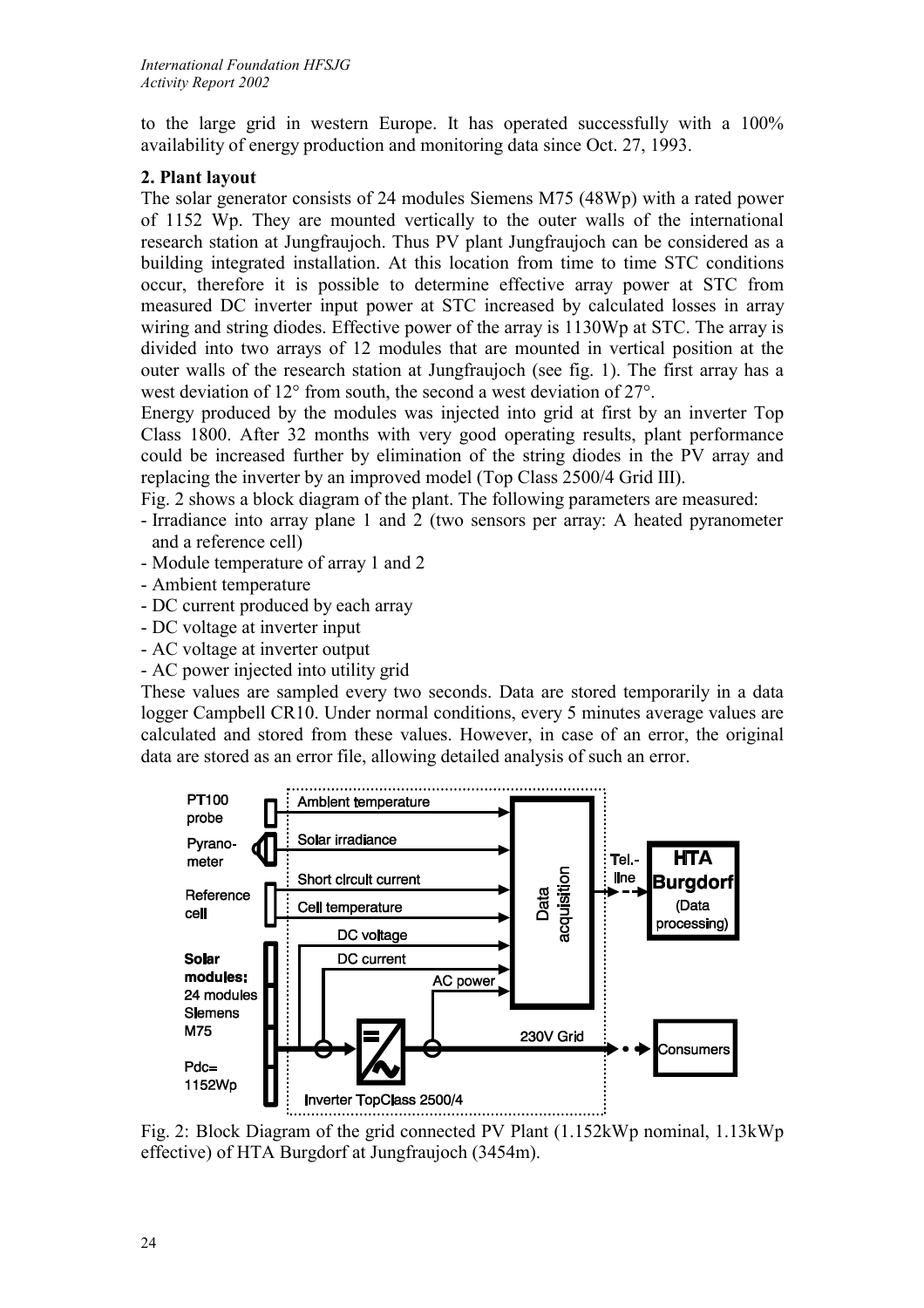to the large grid in western Europe. It has operated successfully with a 100% availability of energy production and monitoring data since Oct. 27, 1993.

**2. Plant layout**

The solar generator consists of 24 modules Siemens M75 (48Wp) with a rated power of 1152 Wp. They are mounted vertically to the outer walls of the international research station at Jungfraujoch. Thus PV plant Jungfraujoch can be considered as a building integrated installation. At this location from time to time STC conditions occur, therefore it is possible to determine effective array power at STC from measured DC inverter input power at STC increased by calculated losses in array wiring and string diodes. Effective power of the array is 1130Wp at STC. The array is divided into two arrays of 12 modules that are mounted in vertical position at the outer walls of the research station at Jungfraujoch (see fig. 1). The first array has a west deviation of 12° from south, the second a west deviation of 27°.

Energy produced by the modules was injected into grid at first by an inverter Top Class 1800. After 32 months with very good operating results, plant performance could be increased further by elimination of the string diodes in the PV array and replacing the inverter by an improved model (Top Class 2500/4 Grid III).

Fig. 2 shows a block diagram of the plant. The following parameters are measured:

- Irradiance into array plane 1 and 2 (two sensors per array: A heated pyranometer and a reference cell)
- Module temperature of array 1 and 2
- Ambient temperature
- DC current produced by each array
- DC voltage at inverter input
- AC voltage at inverter output
- AC power injected into utility grid

These values are sampled every two seconds. Data are stored temporarily in a data logger Campbell CR10. Under normal conditions, every 5 minutes average values are calculated and stored from these values. However, in case of an error, the original data are stored as an error file, allowing detailed analysis of such an error.

PT100 probe
Pyrano-meter
Reference cell
Solar modules: 24 modules Siemens M75
Pdc= 1152Wp
Ambient temperature
Solar irradiance
Short circuit current
Cell temperature
DC voltage
DC current
AC power
Data acquisition
Tel.-line
HTA Burgdorf (Data processing)
230V Grid
Consumers
Inverter TopClass 2500/4

Fig. 2: Block Diagram of the grid connected PV Plant (1.152kWp nominal, 1.13kWp effective) of HTA Burgdorf at Jungfraujoch (3454m).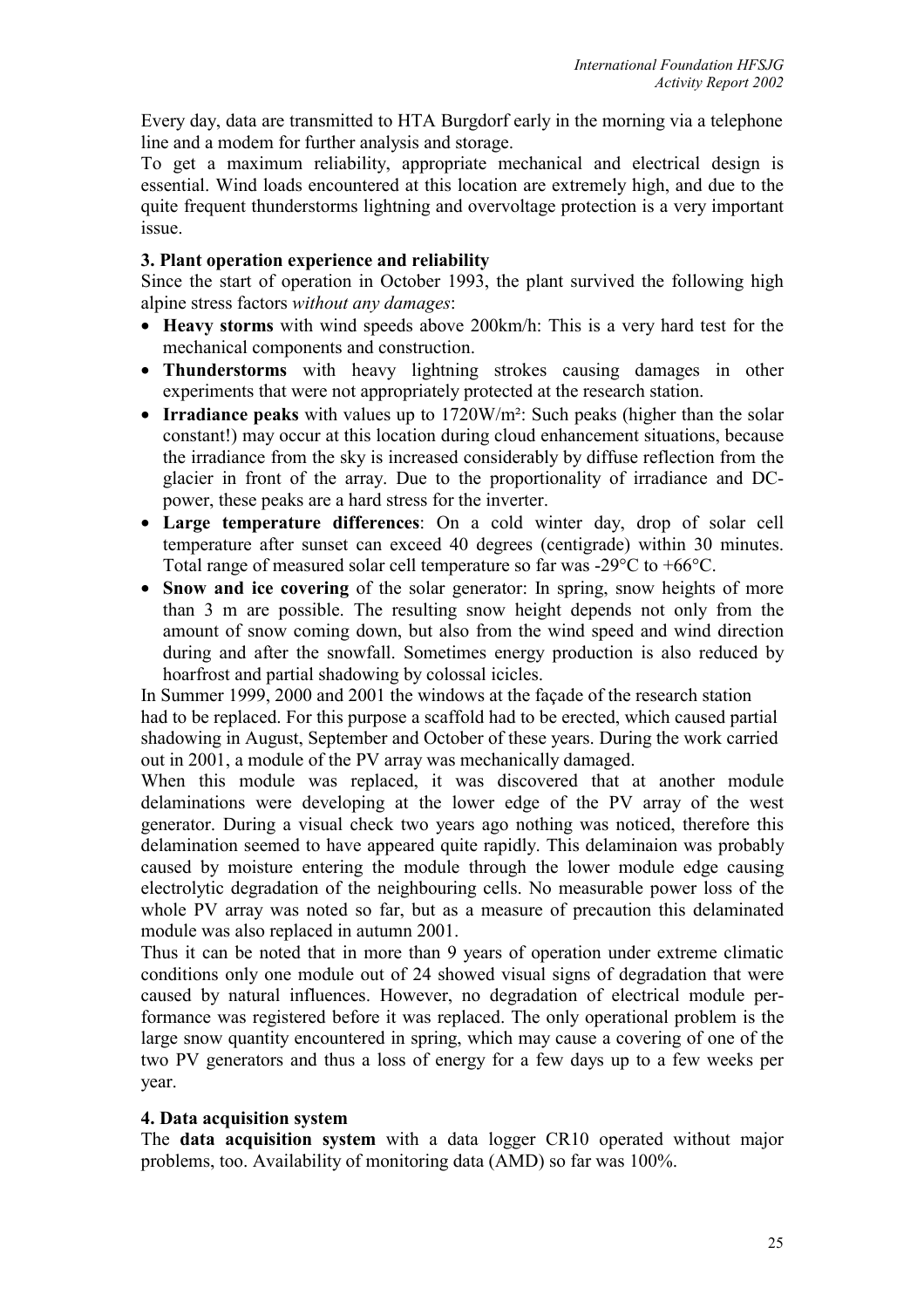Every day, data are transmitted to HTA Burgdorf early in the morning via a telephone line and a modem for further analysis and storage.

To get a maximum reliability, appropriate mechanical and electrical design is essential. Wind loads encountered at this location are extremely high, and due to the quite frequent thunderstorms lightning and overvoltage protection is a very important issue.

**3. Plant operation experience and reliability**

Since the start of operation in October 1993, the plant survived the following high alpine stress factors *without any damages*:

- **Heavy storms** with wind speeds above 200km/h: This is a very hard test for the mechanical components and construction.
- **Thunderstorms** with heavy lightning strokes causing damages in other experiments that were not appropriately protected at the research station.
- **Irradiance peaks** with values up to 1720W/m²: Such peaks (higher than the solar constant!) may occur at this location during cloud enhancement situations, because the irradiance from the sky is increased considerably by diffuse reflection from the glacier in front of the array. Due to the proportionality of irradiance and DC-power, these peaks are a hard stress for the inverter.
- **Large temperature differences**: On a cold winter day, drop of solar cell temperature after sunset can exceed 40 degrees (centigrade) within 30 minutes. Total range of measured solar cell temperature so far was -29°C to +66°C.
- **Snow and ice covering** of the solar generator: In spring, snow heights of more than 3 m are possible. The resulting snow height depends not only from the amount of snow coming down, but also from the wind speed and wind direction during and after the snowfall. Sometimes energy production is also reduced by hoarfrost and partial shadowing by colossal icicles.

In Summer 1999, 2000 and 2001 the windows at the façade of the research station had to be replaced. For this purpose a scaffold had to be erected, which caused partial shadowing in August, September and October of these years. During the work carried out in 2001, a module of the PV array was mechanically damaged.

When this module was replaced, it was discovered that at another module delaminations were developing at the lower edge of the PV array of the west generator. During a visual check two years ago nothing was noticed, therefore this delamination seemed to have appeared quite rapidly. This delaminaion was probably caused by moisture entering the module through the lower module edge causing electrolytic degradation of the neighbouring cells. No measurable power loss of the whole PV array was noted so far, but as a measure of precaution this delaminated module was also replaced in autumn 2001.

Thus it can be noted that in more than 9 years of operation under extreme climatic conditions only one module out of 24 showed visual signs of degradation that were caused by natural influences. However, no degradation of electrical module performance was registered before it was replaced. The only operational problem is the large snow quantity encountered in spring, which may cause a covering of one of the two PV generators and thus a loss of energy for a few days up to a few weeks per year.

**4. Data acquisition system**

The **data acquisition system** with a data logger CR10 operated without major problems, too. Availability of monitoring data (AMD) so far was 100%.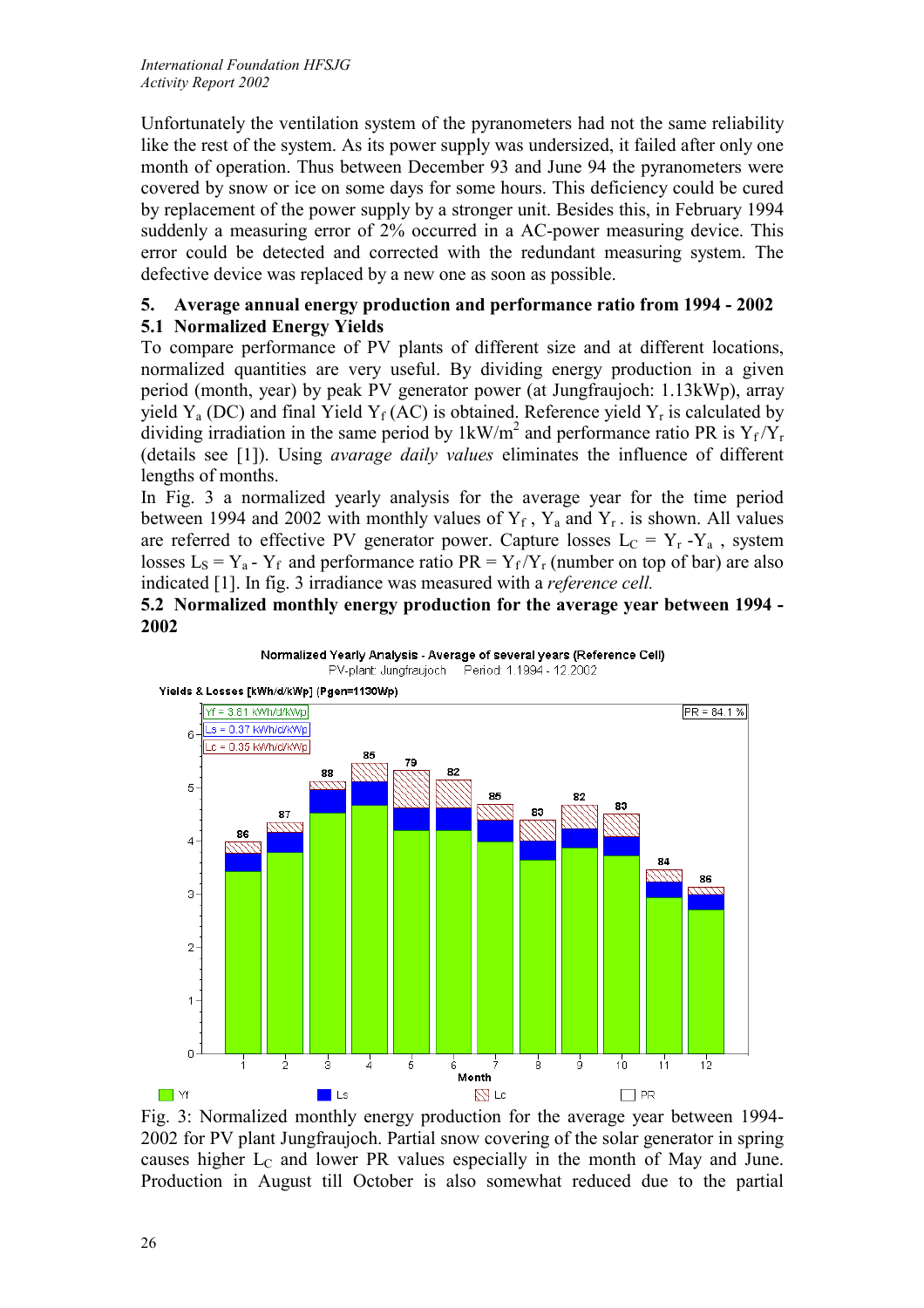Unfortunately the ventilation system of the pyranometers had not the same reliability like the rest of the system. As its power supply was undersized, it failed after only one month of operation. Thus between December 93 and June 94 the pyranometers were covered by snow or ice on some days for some hours. This deficiency could be cured by replacement of the power supply by a stronger unit. Besides this, in February 1994 suddenly a measuring error of 2% occurred in a AC-power measuring device. This error could be detected and corrected with the redundant measuring system. The defective device was replaced by a new one as soon as possible.

## 5. Average annual energy production and performance ratio from 1994 - 2002

### 5.1 Normalized Energy Yields

To compare performance of PV plants of different size and at different locations, normalized quantities are very useful. By dividing energy production in a given period (month, year) by peak PV generator power (at Jungfraujoch: 1.13kWp), array yield $Y_a$ (DC) and final Yield $Y_f$ (AC) is obtained. Reference yield $Y_r$ is calculated by dividing irradiation in the same period by $1kW/m^2$ and performance ratio PR is $Y_f/Y_r$ (details see [1]). Using *avarage daily values* eliminates the influence of different lengths of months.

In Fig. 3 a normalized yearly analysis for the average year for the time period between 1994 and 2002 with monthly values of $Y_f$, $Y_a$ and $Y_r$. is shown. All values are referred to effective PV generator power. Capture losses $L_C = Y_r - Y_a$, system losses $L_S = Y_a - Y_f$ and performance ratio $PR = Y_f/Y_r$ (number on top of bar) are also indicated [1]. In fig. 3 irradiance was measured with a *reference cell.*

### 5.2 Normalized monthly energy production for the average year between 1994 - 2002

Normalized Yearly Analysis - Average of several years (Reference Cell)
PV-plant: Jungfraujoch Period: 1.1994 - 12.2002
Yields & Losses [kWh/d/kWp] (Pgen=1130Wp)
Yf = 3.61 kWh/d/kWp
Ls = 0.37 kWh/d/kWp
Lc = 0.35 kWh/d/kWp
PR = 84.1 %
86 87 88 85 79 82 85 83 82 83 84 86
Month
Yf Ls Lc PR

Fig. 3: Normalized monthly energy production for the average year between 1994-2002 for PV plant Jungfraujoch. Partial snow covering of the solar generator in spring causes higher $L_C$ and lower PR values especially in the month of May and June. Production in August till October is also somewhat reduced due to the partial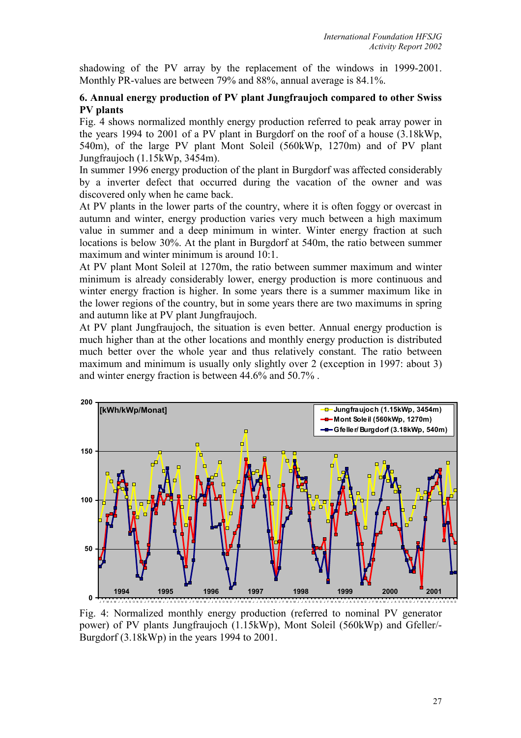shadowing of the PV array by the replacement of the windows in 1999-2001. Monthly PR-values are between 79% and 88%, annual average is 84.1%.

### 6. Annual energy production of PV plant Jungfraujoch compared to other Swiss PV plants

Fig. 4 shows normalized monthly energy production referred to peak array power in the years 1994 to 2001 of a PV plant in Burgdorf on the roof of a house (3.18kWp, 540m), of the large PV plant Mont Soleil (560kWp, 1270m) and of PV plant Jungfraujoch (1.15kWp, 3454m).

In summer 1996 energy production of the plant in Burgdorf was affected considerably by a inverter defect that occurred during the vacation of the owner and was discovered only when he came back.

At PV plants in the lower parts of the country, where it is often foggy or overcast in autumn and winter, energy production varies very much between a high maximum value in summer and a deep minimum in winter. Winter energy fraction at such locations is below 30%. At the plant in Burgdorf at 540m, the ratio between summer maximum and winter minimum is around 10:1.

At PV plant Mont Soleil at 1270m, the ratio between summer maximum and winter minimum is already considerably lower, energy production is more continuous and winter energy fraction is higher. In some years there is a summer maximum like in the lower regions of the country, but in some years there are two maximums in spring and autumn like at PV plant Jungfraujoch.

At PV plant Jungfraujoch, the situation is even better. Annual energy production is much higher than at the other locations and monthly energy production is distributed much better over the whole year and thus relatively constant. The ratio between maximum and minimum is usually only slightly over 2 (exception in 1997: about 3) and winter energy fraction is between 44.6% and 50.7% .

[kWh/kWp/Monat]

200
150
100
50
0

Jungfraujoch (1.15kWp, 3454m)
Mont Soleil (560kWp, 1270m)
Gfeller/Burgdorf (3.18kWp, 540m)

1994 1995 1996 1997 1998 1999 2000 2001

Fig. 4: Normalized monthly energy production (referred to nominal PV generator power) of PV plants Jungfraujoch (1.15kWp), Mont Soleil (560kWp) and Gfeller/-Burgdorf (3.18kWp) in the years 1994 to 2001.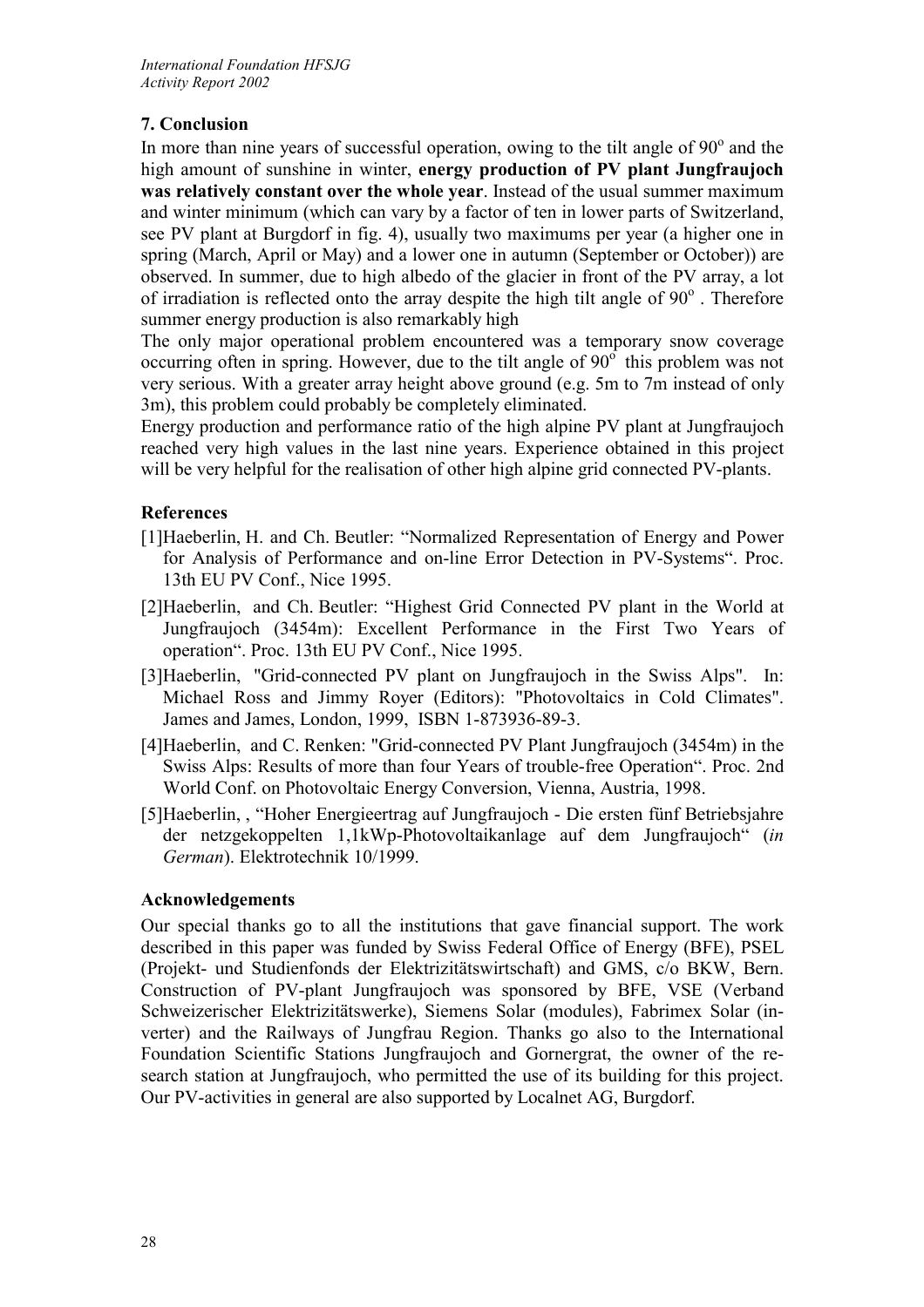## 7. Conclusion

In more than nine years of successful operation, owing to the tilt angle of 90° and the high amount of sunshine in winter, **energy production of PV plant Jungfraujoch was relatively constant over the whole year**. Instead of the usual summer maximum and winter minimum (which can vary by a factor of ten in lower parts of Switzerland, see PV plant at Burgdorf in fig. 4), usually two maximums per year (a higher one in spring (March, April or May) and a lower one in autumn (September or October)) are observed. In summer, due to high albedo of the glacier in front of the PV array, a lot of irradiation is reflected onto the array despite the high tilt angle of 90° . Therefore summer energy production is also remarkably high

The only major operational problem encountered was a temporary snow coverage occurring often in spring. However, due to the tilt angle of 90° this problem was not very serious. With a greater array height above ground (e.g. 5m to 7m instead of only 3m), this problem could probably be completely eliminated.

Energy production and performance ratio of the high alpine PV plant at Jungfraujoch reached very high values in the last nine years. Experience obtained in this project will be very helpful for the realisation of other high alpine grid connected PV-plants.

## References

[1]Haeberlin, H. and Ch. Beutler: "Normalized Representation of Energy and Power for Analysis of Performance and on-line Error Detection in PV-Systems". Proc. 13th EU PV Conf., Nice 1995.

[2]Haeberlin, and Ch. Beutler: "Highest Grid Connected PV plant in the World at Jungfraujoch (3454m): Excellent Performance in the First Two Years of operation". Proc. 13th EU PV Conf., Nice 1995.

[3]Haeberlin, "Grid-connected PV plant on Jungfraujoch in the Swiss Alps". In: Michael Ross and Jimmy Royer (Editors): "Photovoltaics in Cold Climates". James and James, London, 1999, ISBN 1-873936-89-3.

[4]Haeberlin, and C. Renken: "Grid-connected PV Plant Jungfraujoch (3454m) in the Swiss Alps: Results of more than four Years of trouble-free Operation". Proc. 2nd World Conf. on Photovoltaic Energy Conversion, Vienna, Austria, 1998.

[5]Haeberlin, , "Hoher Energieertrag auf Jungfraujoch - Die ersten fünf Betriebsjahre der netzgekoppelten 1,1kWp-Photovoltaikanlage auf dem Jungfraujoch" (*in German*). Elektrotechnik 10/1999.

## Acknowledgements

Our special thanks go to all the institutions that gave financial support. The work described in this paper was funded by Swiss Federal Office of Energy (BFE), PSEL (Projekt- und Studienfonds der Elektrizitätswirtschaft) and GMS, c/o BKW, Bern. Construction of PV-plant Jungfraujoch was sponsored by BFE, VSE (Verband Schweizerischer Elektrizitätswerke), Siemens Solar (modules), Fabrimex Solar (inverter) and the Railways of Jungfrau Region. Thanks go also to the International Foundation Scientific Stations Jungfraujoch and Gornergrat, the owner of the research station at Jungfraujoch, who permitted the use of its building for this project. Our PV-activities in general are also supported by Localnet AG, Burgdorf.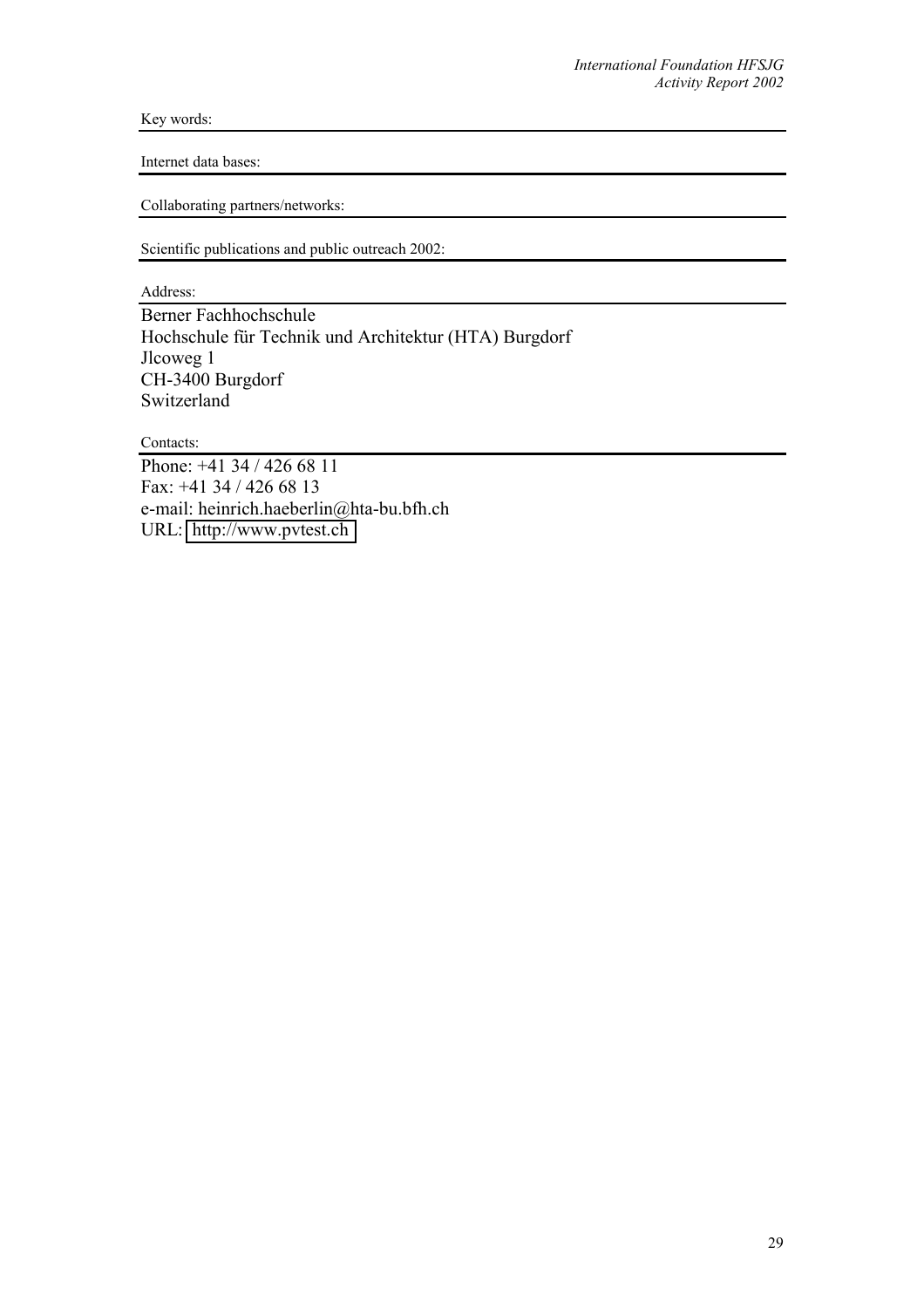Key words:

Internet data bases:

Collaborating partners/networks:

Scientific publications and public outreach 2002:

Address:

Berner Fachhochschule
Hochschule für Technik und Architektur (HTA) Burgdorf
Jlcoweg 1
CH-3400 Burgdorf
Switzerland

Contacts:

Phone: +41 34 / 426 68 11
Fax: +41 34 / 426 68 13
e-mail: heinrich.haeberlin@hta-bu.bfh.ch
URL: http://www.pvtest.ch